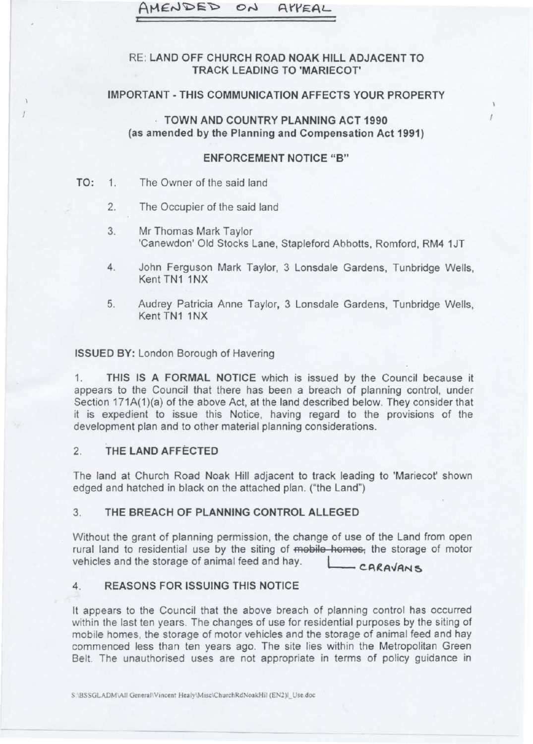AMENDED ON APPEAL

**RE: LAND OFF CHURCH ROAD NOAK HILL ADJACENT TO TRACK LEADING TO 'MARIECOT'**

**IMPORTANT - THIS COMMUNICATION AFFECTS YOUR PROPERTY**

**TOWN AND COUNTRY PLANNING ACT 1990**
**(as amended by the Planning and Compensation Act 1991)**

**ENFORCEMENT NOTICE "B"**

**TO:**

1. The Owner of the said land
2. The Occupier of the said land
3. Mr Thomas Mark Taylor
   'Canewdon' Old Stocks Lane, Stapleford Abbotts, Romford, RM4 1JT
4. John Ferguson Mark Taylor, 3 Lonsdale Gardens, Tunbridge Wells, Kent TN1 1NX
5. Audrey Patricia Anne Taylor, 3 Lonsdale Gardens, Tunbridge Wells, Kent TN1 1NX

**ISSUED BY:** London Borough of Havering

1. **THIS IS A FORMAL NOTICE** which is issued by the Council because it appears to the Council that there has been a breach of planning control, under Section 171A(1)(a) of the above Act, at the land described below. They consider that it is expedient to issue this Notice, having regard to the provisions of the development plan and to other material planning considerations.

## 2. THE LAND AFFECTED

The land at Church Road Noak Hill adjacent to track leading to 'Mariecot' shown edged and hatched in black on the attached plan. ("the Land")

## 3. THE BREACH OF PLANNING CONTROL ALLEGED

Without the grant of planning permission, the change of use of the Land from open rural land to residential use by the siting of ~~mobile homes~~ CARAVANS, the storage of motor vehicles and the storage of animal feed and hay.

## 4. REASONS FOR ISSUING THIS NOTICE

It appears to the Council that the above breach of planning control has occurred within the last ten years. The changes of use for residential purposes by the siting of mobile homes, the storage of motor vehicles and the storage of animal feed and hay commenced less than ten years ago. The site lies within the Metropolitan Green Belt. The unauthorised uses are not appropriate in terms of policy guidance in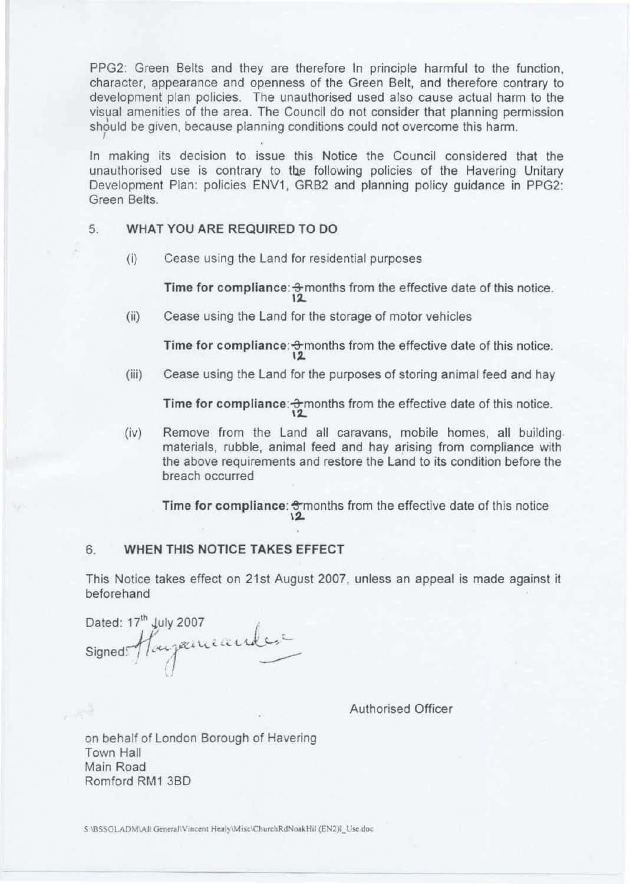PPG2: Green Belts and they are therefore In principle harmful to the function, character, appearance and openness of the Green Belt, and therefore contrary to development plan policies. The unauthorised used also cause actual harm to the visual amenities of the area. The Council do not consider that planning permission should be given, because planning conditions could not overcome this harm.

In making its decision to issue this Notice the Council considered that the unauthorised use is contrary to the following policies of the Havering Unitary Development Plan: policies ENV1, GRB2 and planning policy guidance in PPG2: Green Belts.

## 5. WHAT YOU ARE REQUIRED TO DO

(i) Cease using the Land for residential purposes

**Time for compliance:** ~~3~~ 12 months from the effective date of this notice.

(ii) Cease using the Land for the storage of motor vehicles

**Time for compliance:** ~~3~~ 12 months from the effective date of this notice.

(iii) Cease using the Land for the purposes of storing animal feed and hay

**Time for compliance:** ~~3~~ 12 months from the effective date of this notice.

(iv) Remove from the Land all caravans, mobile homes, all building materials, rubble, animal feed and hay arising from compliance with the above requirements and restore the Land to its condition before the breach occurred

**Time for compliance:** ~~6~~ 12 months from the effective date of this notice

## 6. WHEN THIS NOTICE TAKES EFFECT

This Notice takes effect on 21st August 2007, unless an appeal is made against it beforehand

Dated: 17th July 2007

Signed: [signature]

Authorised Officer

on behalf of London Borough of Havering
Town Hall
Main Road
Romford RM1 3BD

S:\BSSGLADM\All General\Vincent Healy\Misc\ChurchRdNoakHil (EN2)I_Use.doc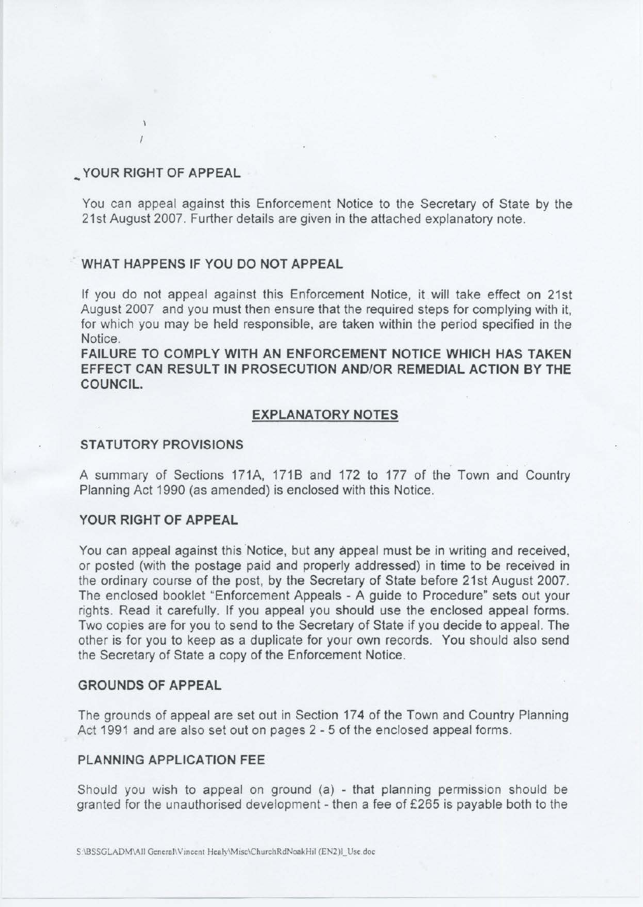## YOUR RIGHT OF APPEAL

You can appeal against this Enforcement Notice to the Secretary of State by the 21st August 2007. Further details are given in the attached explanatory note.

## WHAT HAPPENS IF YOU DO NOT APPEAL

If you do not appeal against this Enforcement Notice, it will take effect on 21st August 2007 and you must then ensure that the required steps for complying with it, for which you may be held responsible, are taken within the period specified in the Notice.

**FAILURE TO COMPLY WITH AN ENFORCEMENT NOTICE WHICH HAS TAKEN EFFECT CAN RESULT IN PROSECUTION AND/OR REMEDIAL ACTION BY THE COUNCIL.**

## EXPLANATORY NOTES

### STATUTORY PROVISIONS

A summary of Sections 171A, 171B and 172 to 177 of the Town and Country Planning Act 1990 (as amended) is enclosed with this Notice.

### YOUR RIGHT OF APPEAL

You can appeal against this Notice, but any appeal must be in writing and received, or posted (with the postage paid and properly addressed) in time to be received in the ordinary course of the post, by the Secretary of State before 21st August 2007. The enclosed booklet "Enforcement Appeals - A guide to Procedure" sets out your rights. Read it carefully. If you appeal you should use the enclosed appeal forms. Two copies are for you to send to the Secretary of State if you decide to appeal. The other is for you to keep as a duplicate for your own records. You should also send the Secretary of State a copy of the Enforcement Notice.

### GROUNDS OF APPEAL

The grounds of appeal are set out in Section 174 of the Town and Country Planning Act 1991 and are also set out on pages 2 - 5 of the enclosed appeal forms.

### PLANNING APPLICATION FEE

Should you wish to appeal on ground (a) - that planning permission should be granted for the unauthorised development - then a fee of £265 is payable both to the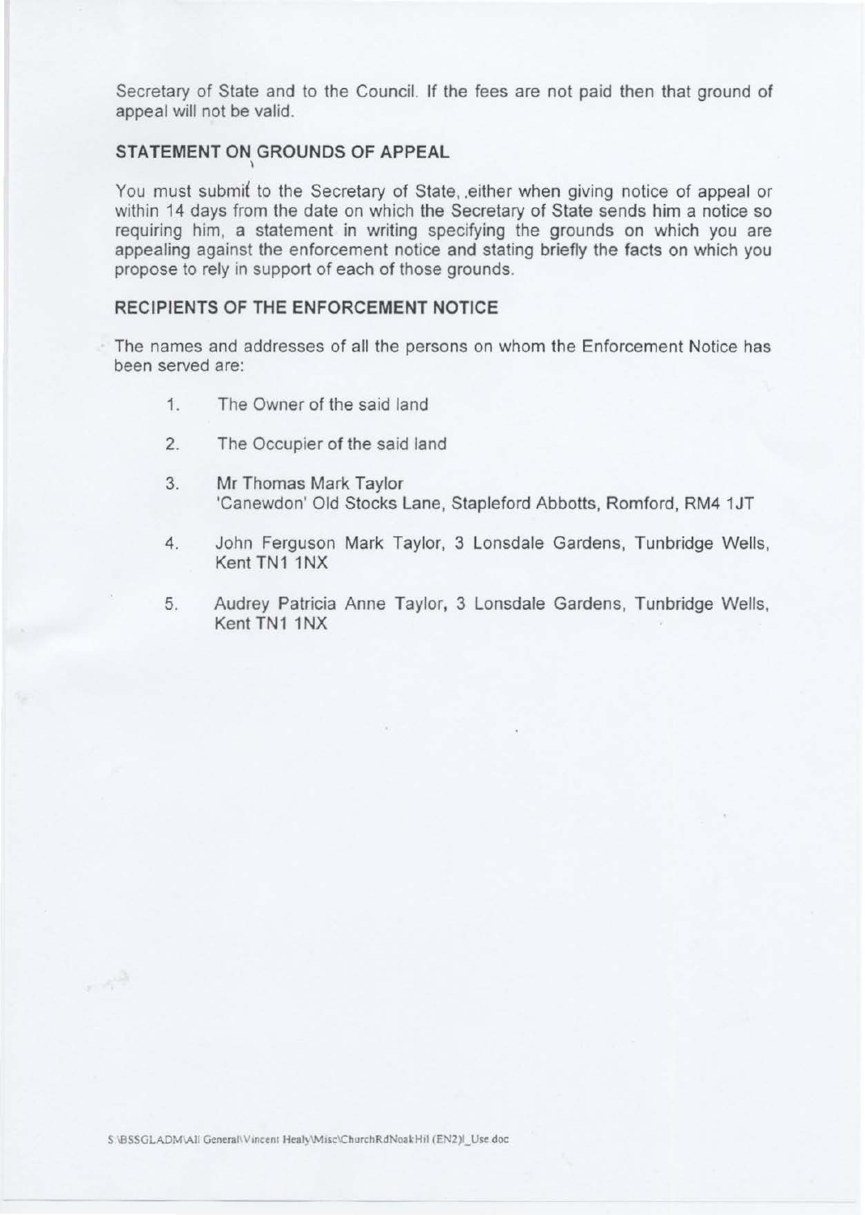Secretary of State and to the Council. If the fees are not paid then that ground of appeal will not be valid.

### STATEMENT ON GROUNDS OF APPEAL

You must submit to the Secretary of State, ,either when giving notice of appeal or within 14 days from the date on which the Secretary of State sends him a notice so requiring him, a statement in writing specifying the grounds on which you are appealing against the enforcement notice and stating briefly the facts on which you propose to rely in support of each of those grounds.

### RECIPIENTS OF THE ENFORCEMENT NOTICE

The names and addresses of all the persons on whom the Enforcement Notice has been served are:

1. The Owner of the said land
2. The Occupier of the said land
3. Mr Thomas Mark Taylor
   'Canewdon' Old Stocks Lane, Stapleford Abbotts, Romford, RM4 1JT
4. John Ferguson Mark Taylor, 3 Lonsdale Gardens, Tunbridge Wells, Kent TN1 1NX
5. Audrey Patricia Anne Taylor, 3 Lonsdale Gardens, Tunbridge Wells, Kent TN1 1NX

S:\BSSGLADM\All General\Vincent Healy\Misc\ChurchRdNoakHil (EN2)l_Use.doc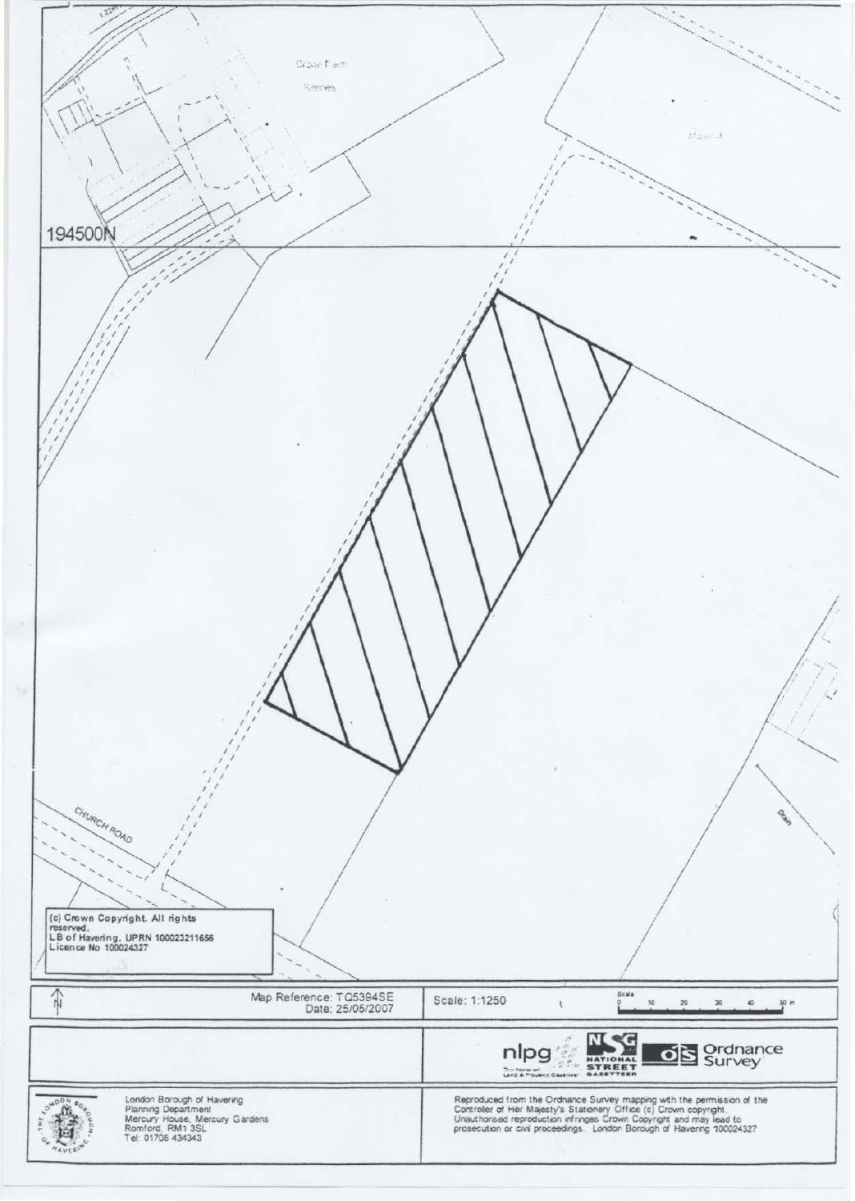Crown Farm Kennels

194500N

CHURCH ROAD

Drain

(c) Crown Copyright. All rights reserved.
LB of Havering. UPRN 100023211656
Licence No 100024327

Map Reference: TQ5394SE
Date: 25/05/2007

Scale: 1:1250

Scale
0 10 20 30 40 50 m

nlpg
NATIONAL STREET GAZETTEER
Ordnance Survey

London Borough of Havering
Planning Department
Mercury House, Mercury Gardens
Romford, RM1 3SL
Tel: 01708 434343

Reproduced from the Ordnance Survey mapping with the permission of the Controller of Her Majesty's Stationery Office (c) Crown copyright. Unauthorised reproduction infringes Crown Copyright and may lead to prosecution or civil proceedings. London Borough of Havering 100024327